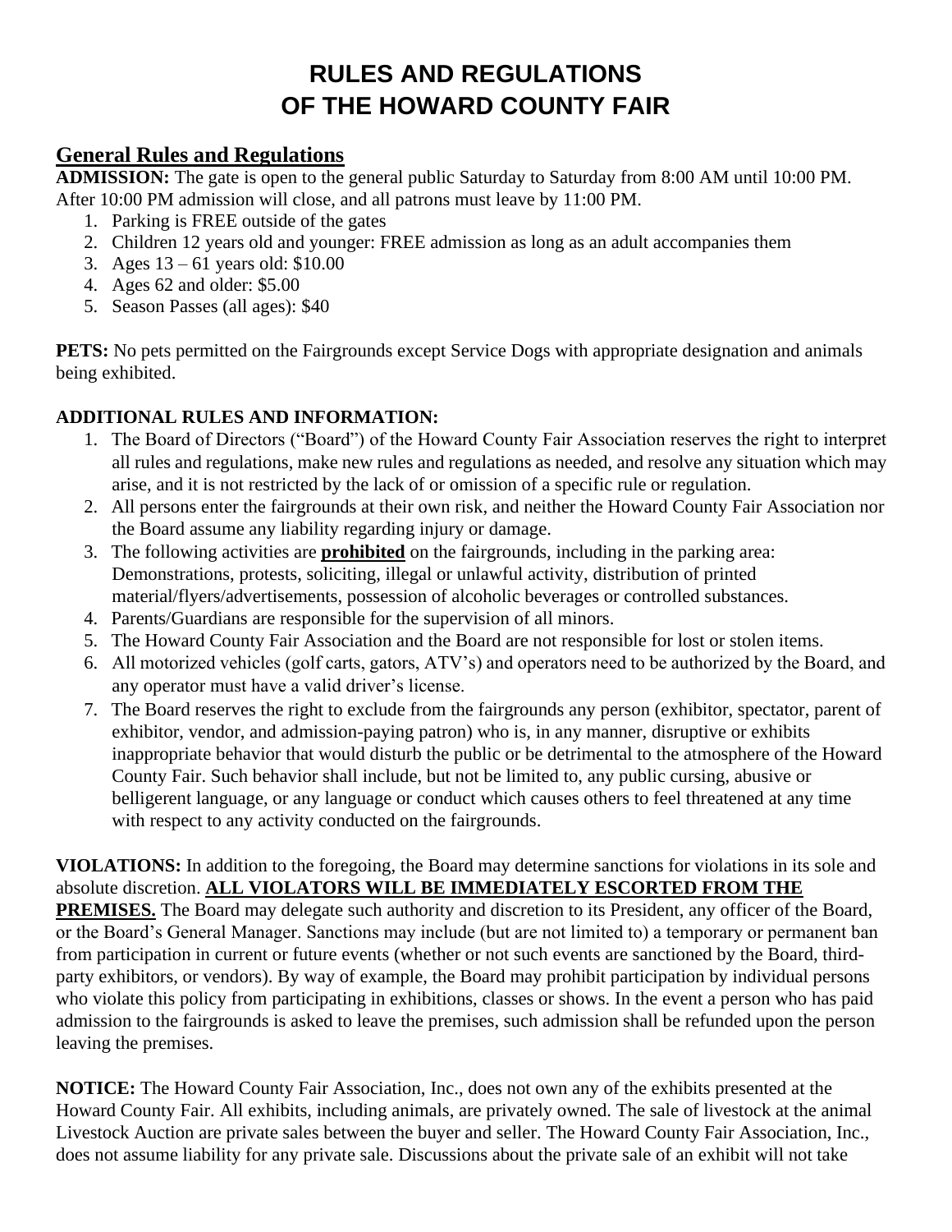# RULES AND REGULATIONS OF THE HOWARD COUNTY FAIR

## General Rules and Regulations

**ADMISSION:** The gate is open to the general public Saturday to Saturday from 8:00 AM until 10:00 PM. After 10:00 PM admission will close, and all patrons must leave by 11:00 PM.

1. Parking is FREE outside of the gates
2. Children 12 years old and younger: FREE admission as long as an adult accompanies them
3. Ages 13 – 61 years old: $10.00
4. Ages 62 and older: $5.00
5. Season Passes (all ages): $40

**PETS:** No pets permitted on the Fairgrounds except Service Dogs with appropriate designation and animals being exhibited.

**ADDITIONAL RULES AND INFORMATION:**

1. The Board of Directors ("Board") of the Howard County Fair Association reserves the right to interpret all rules and regulations, make new rules and regulations as needed, and resolve any situation which may arise, and it is not restricted by the lack of or omission of a specific rule or regulation.
2. All persons enter the fairgrounds at their own risk, and neither the Howard County Fair Association nor the Board assume any liability regarding injury or damage.
3. The following activities are **prohibited** on the fairgrounds, including in the parking area: Demonstrations, protests, soliciting, illegal or unlawful activity, distribution of printed material/flyers/advertisements, possession of alcoholic beverages or controlled substances.
4. Parents/Guardians are responsible for the supervision of all minors.
5. The Howard County Fair Association and the Board are not responsible for lost or stolen items.
6. All motorized vehicles (golf carts, gators, ATV's) and operators need to be authorized by the Board, and any operator must have a valid driver's license.
7. The Board reserves the right to exclude from the fairgrounds any person (exhibitor, spectator, parent of exhibitor, vendor, and admission-paying patron) who is, in any manner, disruptive or exhibits inappropriate behavior that would disturb the public or be detrimental to the atmosphere of the Howard County Fair. Such behavior shall include, but not be limited to, any public cursing, abusive or belligerent language, or any language or conduct which causes others to feel threatened at any time with respect to any activity conducted on the fairgrounds.

**VIOLATIONS:** In addition to the foregoing, the Board may determine sanctions for violations in its sole and absolute discretion. **ALL VIOLATORS WILL BE IMMEDIATELY ESCORTED FROM THE PREMISES.** The Board may delegate such authority and discretion to its President, any officer of the Board, or the Board's General Manager. Sanctions may include (but are not limited to) a temporary or permanent ban from participation in current or future events (whether or not such events are sanctioned by the Board, third-party exhibitors, or vendors). By way of example, the Board may prohibit participation by individual persons who violate this policy from participating in exhibitions, classes or shows. In the event a person who has paid admission to the fairgrounds is asked to leave the premises, such admission shall be refunded upon the person leaving the premises.

**NOTICE:** The Howard County Fair Association, Inc., does not own any of the exhibits presented at the Howard County Fair. All exhibits, including animals, are privately owned. The sale of livestock at the animal Livestock Auction are private sales between the buyer and seller. The Howard County Fair Association, Inc., does not assume liability for any private sale. Discussions about the private sale of an exhibit will not take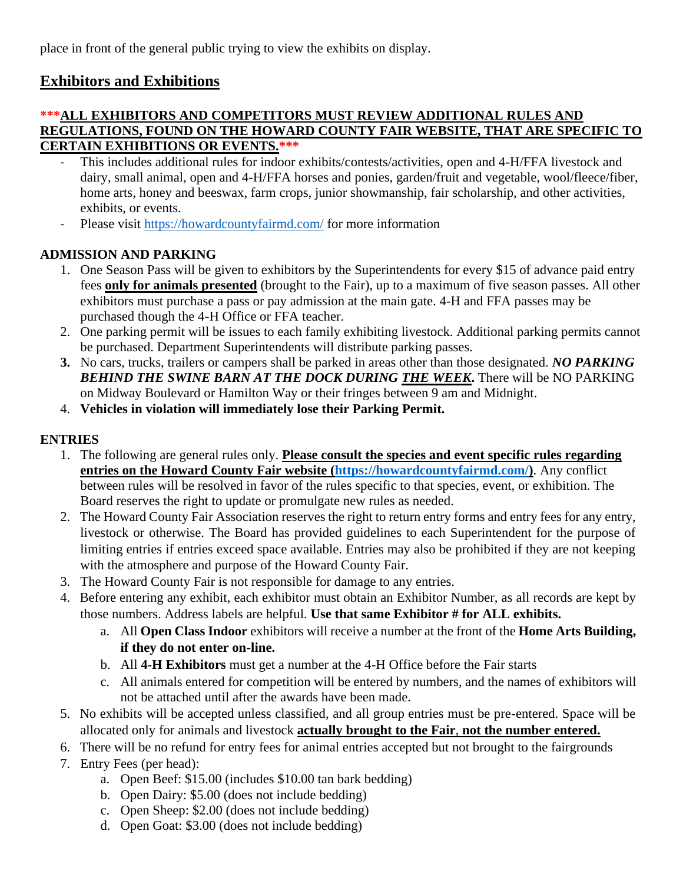place in front of the general public trying to view the exhibits on display.

## Exhibitors and Exhibitions

***<u>**ALL EXHIBITORS AND COMPETITORS MUST REVIEW ADDITIONAL RULES AND REGULATIONS, FOUND ON THE HOWARD COUNTY FAIR WEBSITE, THAT ARE SPECIFIC TO CERTAIN EXHIBITIONS OR EVENTS.**</u>***

- This includes additional rules for indoor exhibits/contests/activities, open and 4-H/FFA livestock and dairy, small animal, open and 4-H/FFA horses and ponies, garden/fruit and vegetable, wool/fleece/fiber, home arts, honey and beeswax, farm crops, junior showmanship, fair scholarship, and other activities, exhibits, or events.
- Please visit https://howardcountyfairmd.com/ for more information

### ADMISSION AND PARKING

1. One Season Pass will be given to exhibitors by the Superintendents for every $15 of advance paid entry fees <u>**only for animals presented**</u> (brought to the Fair), up to a maximum of five season passes. All other exhibitors must purchase a pass or pay admission at the main gate. 4-H and FFA passes may be purchased though the 4-H Office or FFA teacher.
2. One parking permit will be issues to each family exhibiting livestock. Additional parking permits cannot be purchased. Department Superintendents will distribute parking passes.
3. No cars, trucks, trailers or campers shall be parked in areas other than those designated. ***NO PARKING BEHIND THE SWINE BARN AT THE DOCK DURING <u>THE WEEK</u>.*** There will be NO PARKING on Midway Boulevard or Hamilton Way or their fringes between 9 am and Midnight.
4. **Vehicles in violation will immediately lose their Parking Permit.**

### ENTRIES

1. The following are general rules only. <u>**Please consult the species and event specific rules regarding entries on the Howard County Fair website (https://howardcountyfairmd.com/)**</u>. Any conflict between rules will be resolved in favor of the rules specific to that species, event, or exhibition. The Board reserves the right to update or promulgate new rules as needed.
2. The Howard County Fair Association reserves the right to return entry forms and entry fees for any entry, livestock or otherwise. The Board has provided guidelines to each Superintendent for the purpose of limiting entries if entries exceed space available. Entries may also be prohibited if they are not keeping with the atmosphere and purpose of the Howard County Fair.
3. The Howard County Fair is not responsible for damage to any entries.
4. Before entering any exhibit, each exhibitor must obtain an Exhibitor Number, as all records are kept by those numbers. Address labels are helpful. **Use that same Exhibitor # for ALL exhibits.**
   a. All **Open Class Indoor** exhibitors will receive a number at the front of the **Home Arts Building, if they do not enter on-line.**
   b. All **4-H Exhibitors** must get a number at the 4-H Office before the Fair starts
   c. All animals entered for competition will be entered by numbers, and the names of exhibitors will not be attached until after the awards have been made.
5. No exhibits will be accepted unless classified, and all group entries must be pre-entered. Space will be allocated only for animals and livestock <u>**actually brought to the Fair**</u>, <u>**not the number entered.**</u>
6. There will be no refund for entry fees for animal entries accepted but not brought to the fairgrounds
7. Entry Fees (per head):
   a. Open Beef: $15.00 (includes $10.00 tan bark bedding)
   b. Open Dairy: $5.00 (does not include bedding)
   c. Open Sheep: $2.00 (does not include bedding)
   d. Open Goat: $3.00 (does not include bedding)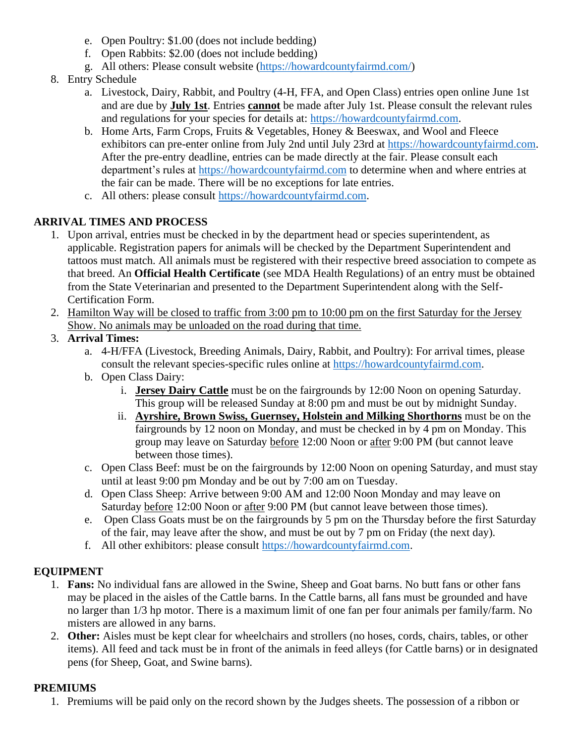e. Open Poultry: $1.00 (does not include bedding)
   f. Open Rabbits: $2.00 (does not include bedding)
   g. All others: Please consult website (https://howardcountyfairmd.com/)

8. Entry Schedule
   a. Livestock, Dairy, Rabbit, and Poultry (4-H, FFA, and Open Class) entries open online June 1st and are due by **July 1st**. Entries **cannot** be made after July 1st. Please consult the relevant rules and regulations for your species for details at: https://howardcountyfairmd.com.
   b. Home Arts, Farm Crops, Fruits & Vegetables, Honey & Beeswax, and Wool and Fleece exhibitors can pre-enter online from July 2nd until July 23rd at https://howardcountyfairmd.com. After the pre-entry deadline, entries can be made directly at the fair. Please consult each department's rules at https://howardcountyfairmd.com to determine when and where entries at the fair can be made. There will be no exceptions for late entries.
   c. All others: please consult https://howardcountyfairmd.com.

## ARRIVAL TIMES AND PROCESS

1. Upon arrival, entries must be checked in by the department head or species superintendent, as applicable. Registration papers for animals will be checked by the Department Superintendent and tattoos must match. All animals must be registered with their respective breed association to compete as that breed. An **Official Health Certificate** (see MDA Health Regulations) of an entry must be obtained from the State Veterinarian and presented to the Department Superintendent along with the Self-Certification Form.
2. Hamilton Way will be closed to traffic from 3:00 pm to 10:00 pm on the first Saturday for the Jersey Show. No animals may be unloaded on the road during that time.
3. **Arrival Times:**
   a. 4-H/FFA (Livestock, Breeding Animals, Dairy, Rabbit, and Poultry): For arrival times, please consult the relevant species-specific rules online at https://howardcountyfairmd.com.
   b. Open Class Dairy:
      i. **Jersey Dairy Cattle** must be on the fairgrounds by 12:00 Noon on opening Saturday. This group will be released Sunday at 8:00 pm and must be out by midnight Sunday.
      ii. **Ayrshire, Brown Swiss, Guernsey, Holstein and Milking Shorthorns** must be on the fairgrounds by 12 noon on Monday, and must be checked in by 4 pm on Monday. This group may leave on Saturday before 12:00 Noon or after 9:00 PM (but cannot leave between those times).
   c. Open Class Beef: must be on the fairgrounds by 12:00 Noon on opening Saturday, and must stay until at least 9:00 pm Monday and be out by 7:00 am on Tuesday.
   d. Open Class Sheep: Arrive between 9:00 AM and 12:00 Noon Monday and may leave on Saturday before 12:00 Noon or after 9:00 PM (but cannot leave between those times).
   e. Open Class Goats must be on the fairgrounds by 5 pm on the Thursday before the first Saturday of the fair, may leave after the show, and must be out by 7 pm on Friday (the next day).
   f. All other exhibitors: please consult https://howardcountyfairmd.com.

## EQUIPMENT

1. **Fans:** No individual fans are allowed in the Swine, Sheep and Goat barns. No butt fans or other fans may be placed in the aisles of the Cattle barns. In the Cattle barns, all fans must be grounded and have no larger than 1/3 hp motor. There is a maximum limit of one fan per four animals per family/farm. No misters are allowed in any barns.
2. **Other:** Aisles must be kept clear for wheelchairs and strollers (no hoses, cords, chairs, tables, or other items). All feed and tack must be in front of the animals in feed alleys (for Cattle barns) or in designated pens (for Sheep, Goat, and Swine barns).

## PREMIUMS

1. Premiums will be paid only on the record shown by the Judges sheets. The possession of a ribbon or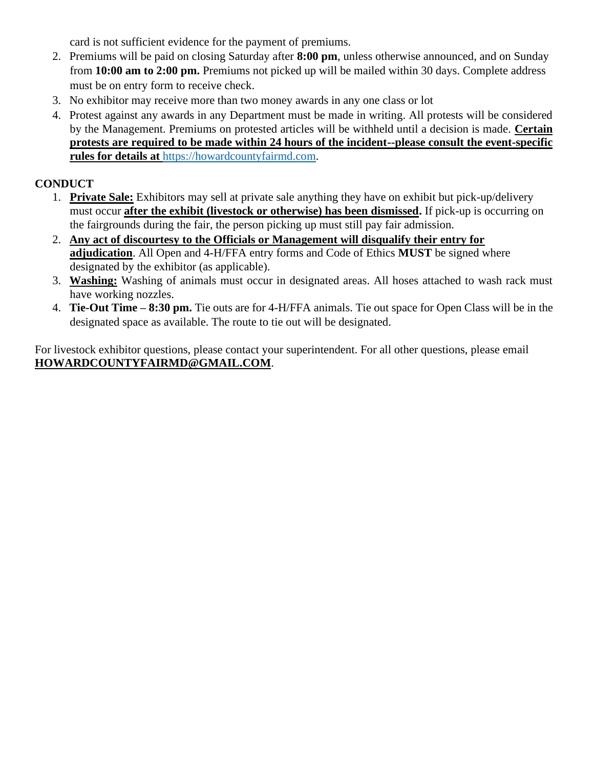card is not sufficient evidence for the payment of premiums.

2. Premiums will be paid on closing Saturday after **8:00 pm**, unless otherwise announced, and on Sunday from **10:00 am to 2:00 pm.** Premiums not picked up will be mailed within 30 days. Complete address must be on entry form to receive check.
3. No exhibitor may receive more than two money awards in any one class or lot
4. Protest against any awards in any Department must be made in writing. All protests will be considered by the Management. Premiums on protested articles will be withheld until a decision is made. **Certain protests are required to be made within 24 hours of the incident--please consult the event-specific rules for details at** https://howardcountyfairmd.com.

**CONDUCT**

1. **Private Sale:** Exhibitors may sell at private sale anything they have on exhibit but pick-up/delivery must occur **after the exhibit (livestock or otherwise) has been dismissed.** If pick-up is occurring on the fairgrounds during the fair, the person picking up must still pay fair admission.
2. **Any act of discourtesy to the Officials or Management will disqualify their entry for adjudication**. All Open and 4-H/FFA entry forms and Code of Ethics **MUST** be signed where designated by the exhibitor (as applicable).
3. **Washing:** Washing of animals must occur in designated areas. All hoses attached to wash rack must have working nozzles.
4. **Tie-Out Time – 8:30 pm.** Tie outs are for 4-H/FFA animals. Tie out space for Open Class will be in the designated space as available. The route to tie out will be designated.

For livestock exhibitor questions, please contact your superintendent. For all other questions, please email **HOWARDCOUNTYFAIRMD@GMAIL.COM**.